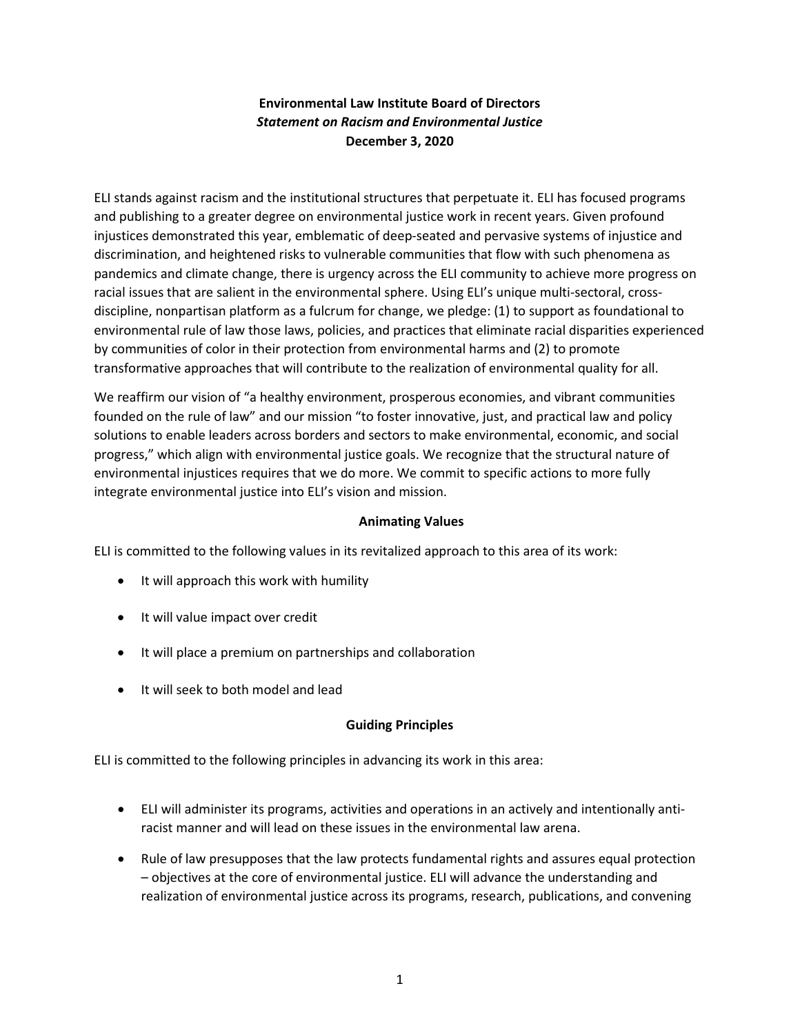**Environmental Law Institute Board of Directors**
***Statement on Racism and Environmental Justice***
**December 3, 2020**

ELI stands against racism and the institutional structures that perpetuate it. ELI has focused programs and publishing to a greater degree on environmental justice work in recent years. Given profound injustices demonstrated this year, emblematic of deep-seated and pervasive systems of injustice and discrimination, and heightened risks to vulnerable communities that flow with such phenomena as pandemics and climate change, there is urgency across the ELI community to achieve more progress on racial issues that are salient in the environmental sphere. Using ELI's unique multi-sectoral, cross-discipline, nonpartisan platform as a fulcrum for change, we pledge: (1) to support as foundational to environmental rule of law those laws, policies, and practices that eliminate racial disparities experienced by communities of color in their protection from environmental harms and (2) to promote transformative approaches that will contribute to the realization of environmental quality for all.

We reaffirm our vision of "a healthy environment, prosperous economies, and vibrant communities founded on the rule of law" and our mission "to foster innovative, just, and practical law and policy solutions to enable leaders across borders and sectors to make environmental, economic, and social progress," which align with environmental justice goals. We recognize that the structural nature of environmental injustices requires that we do more. We commit to specific actions to more fully integrate environmental justice into ELI's vision and mission.

**Animating Values**

ELI is committed to the following values in its revitalized approach to this area of its work:

- It will approach this work with humility
- It will value impact over credit
- It will place a premium on partnerships and collaboration
- It will seek to both model and lead

**Guiding Principles**

ELI is committed to the following principles in advancing its work in this area:

- ELI will administer its programs, activities and operations in an actively and intentionally anti-racist manner and will lead on these issues in the environmental law arena.
- Rule of law presupposes that the law protects fundamental rights and assures equal protection – objectives at the core of environmental justice. ELI will advance the understanding and realization of environmental justice across its programs, research, publications, and convening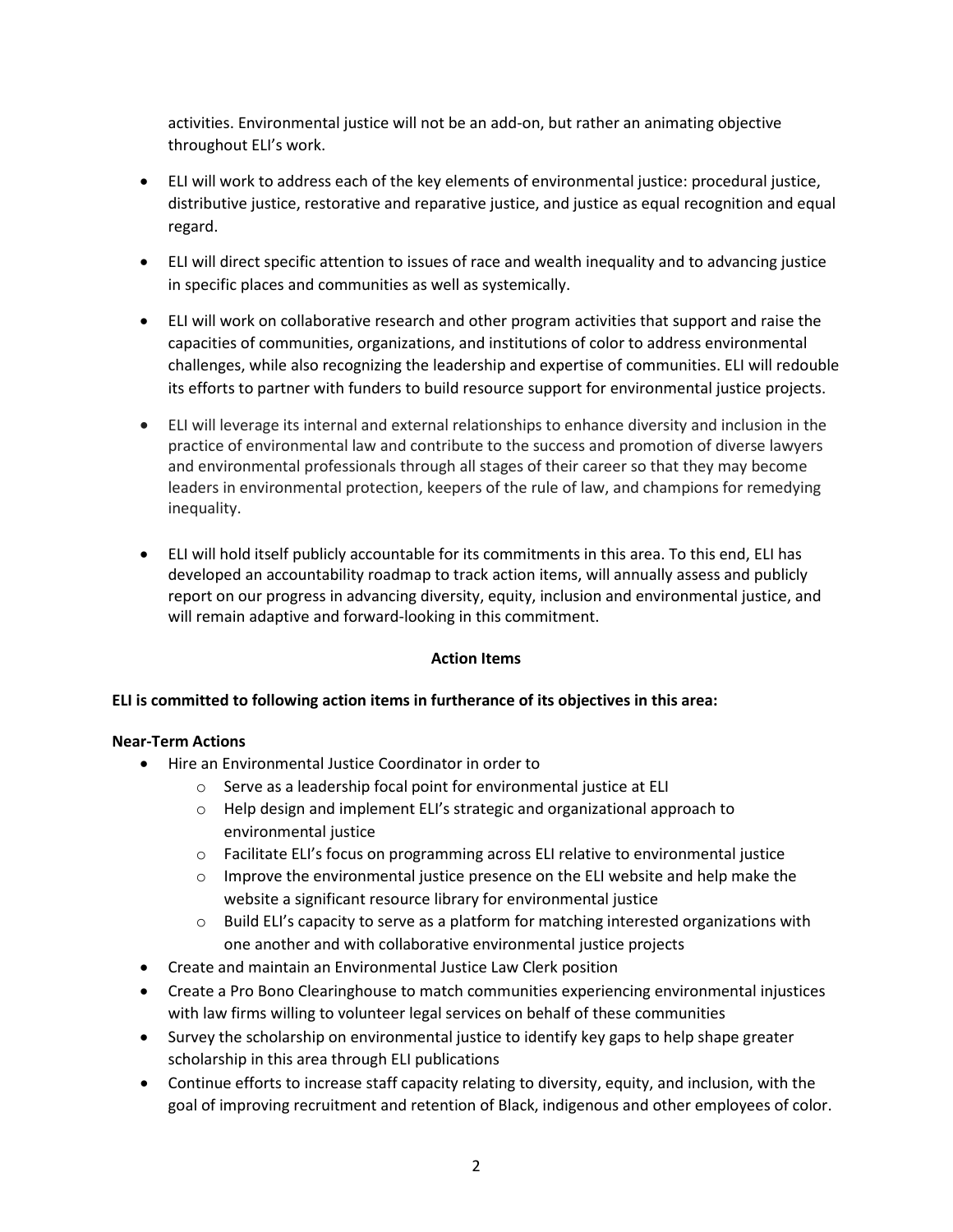activities. Environmental justice will not be an add-on, but rather an animating objective throughout ELI's work.

- ELI will work to address each of the key elements of environmental justice: procedural justice, distributive justice, restorative and reparative justice, and justice as equal recognition and equal regard.
- ELI will direct specific attention to issues of race and wealth inequality and to advancing justice in specific places and communities as well as systemically.
- ELI will work on collaborative research and other program activities that support and raise the capacities of communities, organizations, and institutions of color to address environmental challenges, while also recognizing the leadership and expertise of communities. ELI will redouble its efforts to partner with funders to build resource support for environmental justice projects.
- ELI will leverage its internal and external relationships to enhance diversity and inclusion in the practice of environmental law and contribute to the success and promotion of diverse lawyers and environmental professionals through all stages of their career so that they may become leaders in environmental protection, keepers of the rule of law, and champions for remedying inequality.
- ELI will hold itself publicly accountable for its commitments in this area. To this end, ELI has developed an accountability roadmap to track action items, will annually assess and publicly report on our progress in advancing diversity, equity, inclusion and environmental justice, and will remain adaptive and forward-looking in this commitment.

**Action Items**

**ELI is committed to following action items in furtherance of its objectives in this area:**

**Near-Term Actions**

- Hire an Environmental Justice Coordinator in order to
  - Serve as a leadership focal point for environmental justice at ELI
  - Help design and implement ELI's strategic and organizational approach to environmental justice
  - Facilitate ELI's focus on programming across ELI relative to environmental justice
  - Improve the environmental justice presence on the ELI website and help make the website a significant resource library for environmental justice
  - Build ELI's capacity to serve as a platform for matching interested organizations with one another and with collaborative environmental justice projects
- Create and maintain an Environmental Justice Law Clerk position
- Create a Pro Bono Clearinghouse to match communities experiencing environmental injustices with law firms willing to volunteer legal services on behalf of these communities
- Survey the scholarship on environmental justice to identify key gaps to help shape greater scholarship in this area through ELI publications
- Continue efforts to increase staff capacity relating to diversity, equity, and inclusion, with the goal of improving recruitment and retention of Black, indigenous and other employees of color.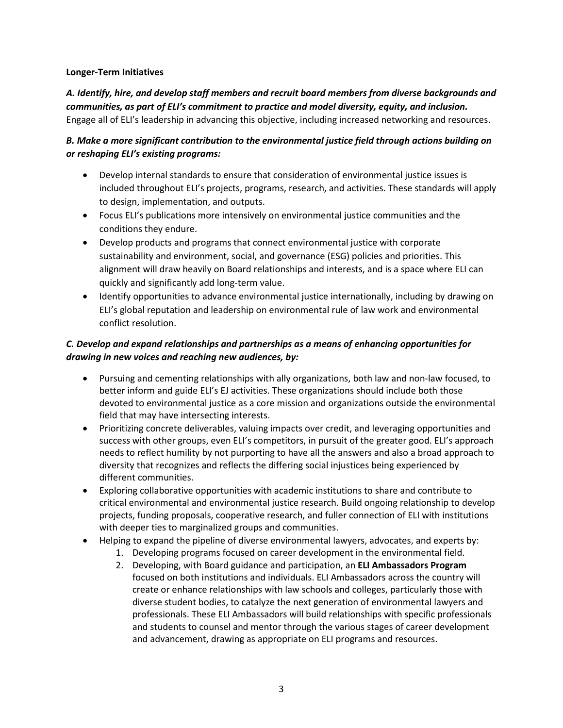**Longer-Term Initiatives**

***A. Identify, hire, and develop staff members and recruit board members from diverse backgrounds and communities, as part of ELI's commitment to practice and model diversity, equity, and inclusion.*** Engage all of ELI's leadership in advancing this objective, including increased networking and resources.

***B. Make a more significant contribution to the environmental justice field through actions building on or reshaping ELI's existing programs:***

- Develop internal standards to ensure that consideration of environmental justice issues is included throughout ELI's projects, programs, research, and activities. These standards will apply to design, implementation, and outputs.
- Focus ELI's publications more intensively on environmental justice communities and the conditions they endure.
- Develop products and programs that connect environmental justice with corporate sustainability and environment, social, and governance (ESG) policies and priorities. This alignment will draw heavily on Board relationships and interests, and is a space where ELI can quickly and significantly add long-term value.
- Identify opportunities to advance environmental justice internationally, including by drawing on ELI's global reputation and leadership on environmental rule of law work and environmental conflict resolution.

***C. Develop and expand relationships and partnerships as a means of enhancing opportunities for drawing in new voices and reaching new audiences, by:***

- Pursuing and cementing relationships with ally organizations, both law and non-law focused, to better inform and guide ELI's EJ activities. These organizations should include both those devoted to environmental justice as a core mission and organizations outside the environmental field that may have intersecting interests.
- Prioritizing concrete deliverables, valuing impacts over credit, and leveraging opportunities and success with other groups, even ELI's competitors, in pursuit of the greater good. ELI's approach needs to reflect humility by not purporting to have all the answers and also a broad approach to diversity that recognizes and reflects the differing social injustices being experienced by different communities.
- Exploring collaborative opportunities with academic institutions to share and contribute to critical environmental and environmental justice research. Build ongoing relationship to develop projects, funding proposals, cooperative research, and fuller connection of ELI with institutions with deeper ties to marginalized groups and communities.
- Helping to expand the pipeline of diverse environmental lawyers, advocates, and experts by:
    1. Developing programs focused on career development in the environmental field.
    2. Developing, with Board guidance and participation, an **ELI Ambassadors Program** focused on both institutions and individuals. ELI Ambassadors across the country will create or enhance relationships with law schools and colleges, particularly those with diverse student bodies, to catalyze the next generation of environmental lawyers and professionals. These ELI Ambassadors will build relationships with specific professionals and students to counsel and mentor through the various stages of career development and advancement, drawing as appropriate on ELI programs and resources.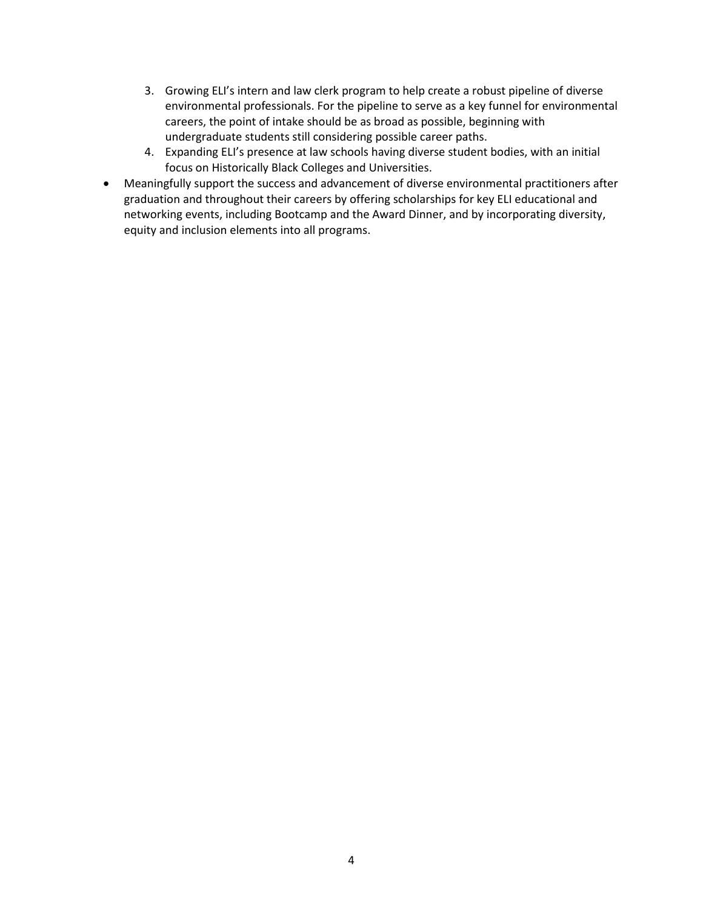3. Growing ELI's intern and law clerk program to help create a robust pipeline of diverse environmental professionals. For the pipeline to serve as a key funnel for environmental careers, the point of intake should be as broad as possible, beginning with undergraduate students still considering possible career paths.
4. Expanding ELI's presence at law schools having diverse student bodies, with an initial focus on Historically Black Colleges and Universities.

- Meaningfully support the success and advancement of diverse environmental practitioners after graduation and throughout their careers by offering scholarships for key ELI educational and networking events, including Bootcamp and the Award Dinner, and by incorporating diversity, equity and inclusion elements into all programs.